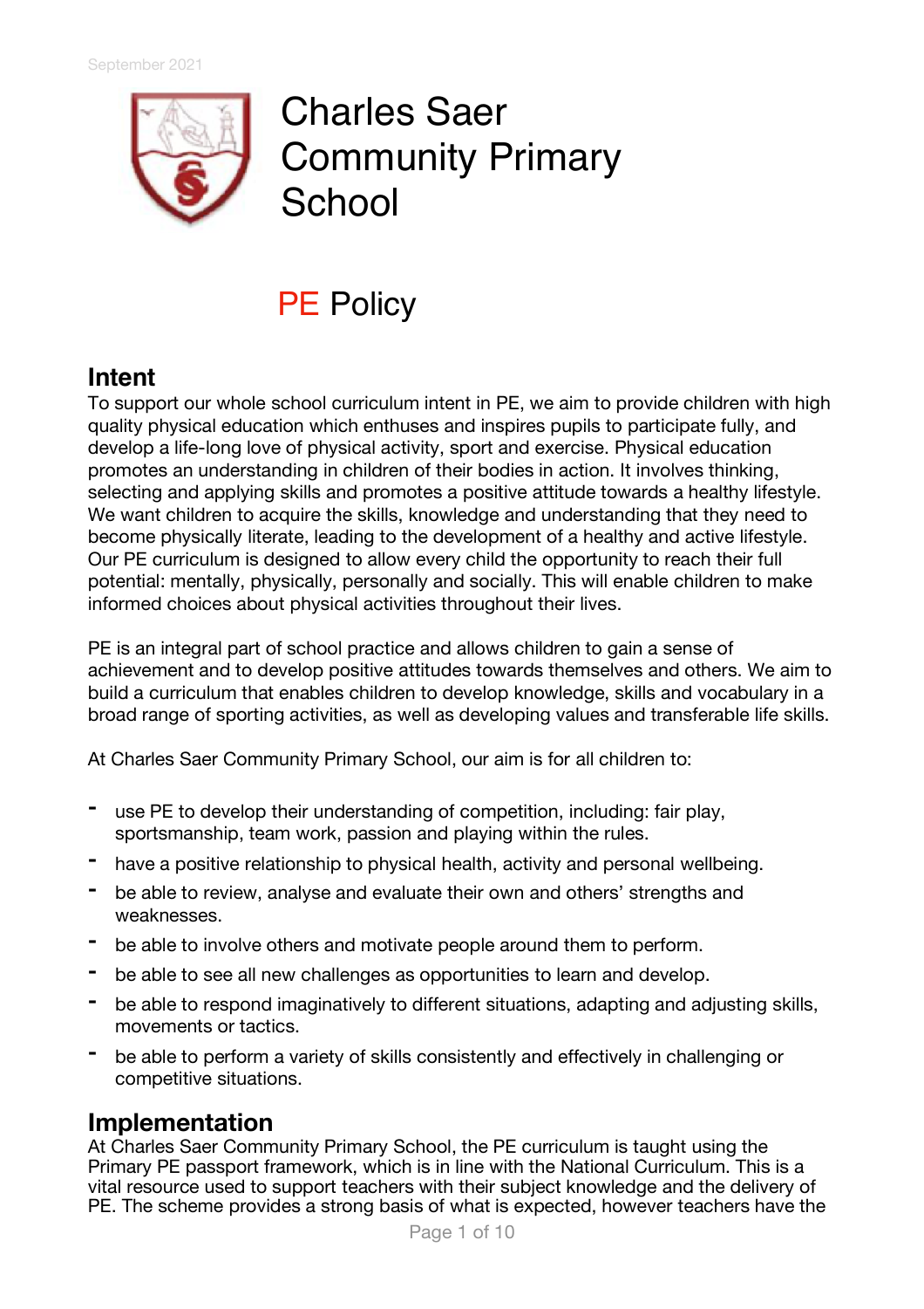September 2021

# Charles Saer Community Primary School

# PE Policy

## Intent

To support our whole school curriculum intent in PE, we aim to provide children with high quality physical education which enthuses and inspires pupils to participate fully, and develop a life-long love of physical activity, sport and exercise. Physical education promotes an understanding in children of their bodies in action. It involves thinking, selecting and applying skills and promotes a positive attitude towards a healthy lifestyle. We want children to acquire the skills, knowledge and understanding that they need to become physically literate, leading to the development of a healthy and active lifestyle. Our PE curriculum is designed to allow every child the opportunity to reach their full potential: mentally, physically, personally and socially. This will enable children to make informed choices about physical activities throughout their lives.

PE is an integral part of school practice and allows children to gain a sense of achievement and to develop positive attitudes towards themselves and others. We aim to build a curriculum that enables children to develop knowledge, skills and vocabulary in a broad range of sporting activities, as well as developing values and transferable life skills.

At Charles Saer Community Primary School, our aim is for all children to:

- use PE to develop their understanding of competition, including: fair play, sportsmanship, team work, passion and playing within the rules.
- have a positive relationship to physical health, activity and personal wellbeing.
- be able to review, analyse and evaluate their own and others' strengths and weaknesses.
- be able to involve others and motivate people around them to perform.
- be able to see all new challenges as opportunities to learn and develop.
- be able to respond imaginatively to different situations, adapting and adjusting skills, movements or tactics.
- be able to perform a variety of skills consistently and effectively in challenging or competitive situations.

## Implementation

At Charles Saer Community Primary School, the PE curriculum is taught using the Primary PE passport framework, which is in line with the National Curriculum. This is a vital resource used to support teachers with their subject knowledge and the delivery of PE. The scheme provides a strong basis of what is expected, however teachers have the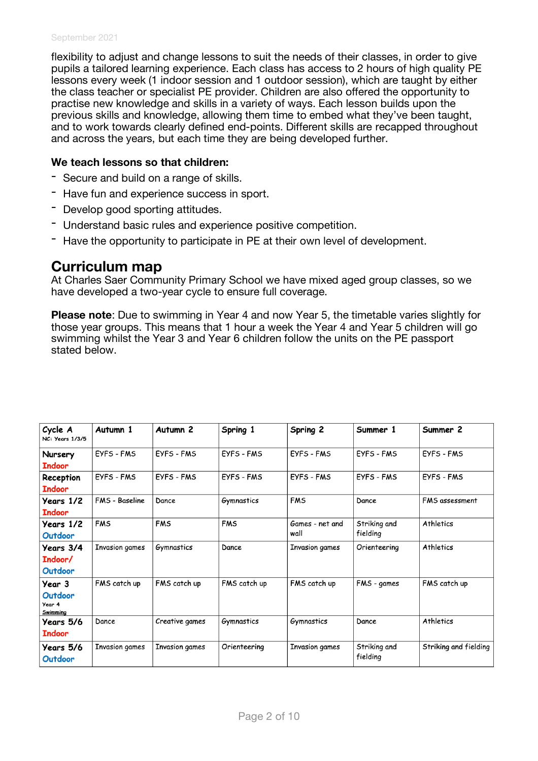flexibility to adjust and change lessons to suit the needs of their classes, in order to give pupils a tailored learning experience. Each class has access to 2 hours of high quality PE lessons every week (1 indoor session and 1 outdoor session), which are taught by either the class teacher or specialist PE provider. Children are also offered the opportunity to practise new knowledge and skills in a variety of ways. Each lesson builds upon the previous skills and knowledge, allowing them time to embed what they've been taught, and to work towards clearly defined end-points. Different skills are recapped throughout and across the years, but each time they are being developed further.

**We teach lessons so that children:**

- Secure and build on a range of skills.
- Have fun and experience success in sport.
- Develop good sporting attitudes.
- Understand basic rules and experience positive competition.
- Have the opportunity to participate in PE at their own level of development.

## Curriculum map

At Charles Saer Community Primary School we have mixed aged group classes, so we have developed a two-year cycle to ensure full coverage.

**Please note**: Due to swimming in Year 4 and now Year 5, the timetable varies slightly for those year groups. This means that 1 hour a week the Year 4 and Year 5 children will go swimming whilst the Year 3 and Year 6 children follow the units on the PE passport stated below.

| Cycle A NC: Years 1/3/5 | Autumn 1 | Autumn 2 | Spring 1 | Spring 2 | Summer 1 | Summer 2 |
|---|---|---|---|---|---|---|
| Nursery Indoor | EYFS - FMS | EYFS - FMS | EYFS - FMS | EYFS - FMS | EYFS - FMS | EYFS - FMS |
| Reception Indoor | EYFS - FMS | EYFS - FMS | EYFS - FMS | EYFS - FMS | EYFS - FMS | EYFS - FMS |
| Years 1/2 Indoor | FMS - Baseline | Dance | Gymnastics | FMS | Dance | FMS assessment |
| Years 1/2 Outdoor | FMS | FMS | FMS | Games - net and wall | Striking and fielding | Athletics |
| Years 3/4 Indoor/ Outdoor | Invasion games | Gymnastics | Dance | Invasion games | Orienteering | Athletics |
| Year 3 Outdoor Year 4 Swimming | FMS catch up | FMS catch up | FMS catch up | FMS catch up | FMS - games | FMS catch up |
| Years 5/6 Indoor | Dance | Creative games | Gymnastics | Gymnastics | Dance | Athletics |
| Years 5/6 Outdoor | Invasion games | Invasion games | Orienteering | Invasion games | Striking and fielding | Striking and fielding |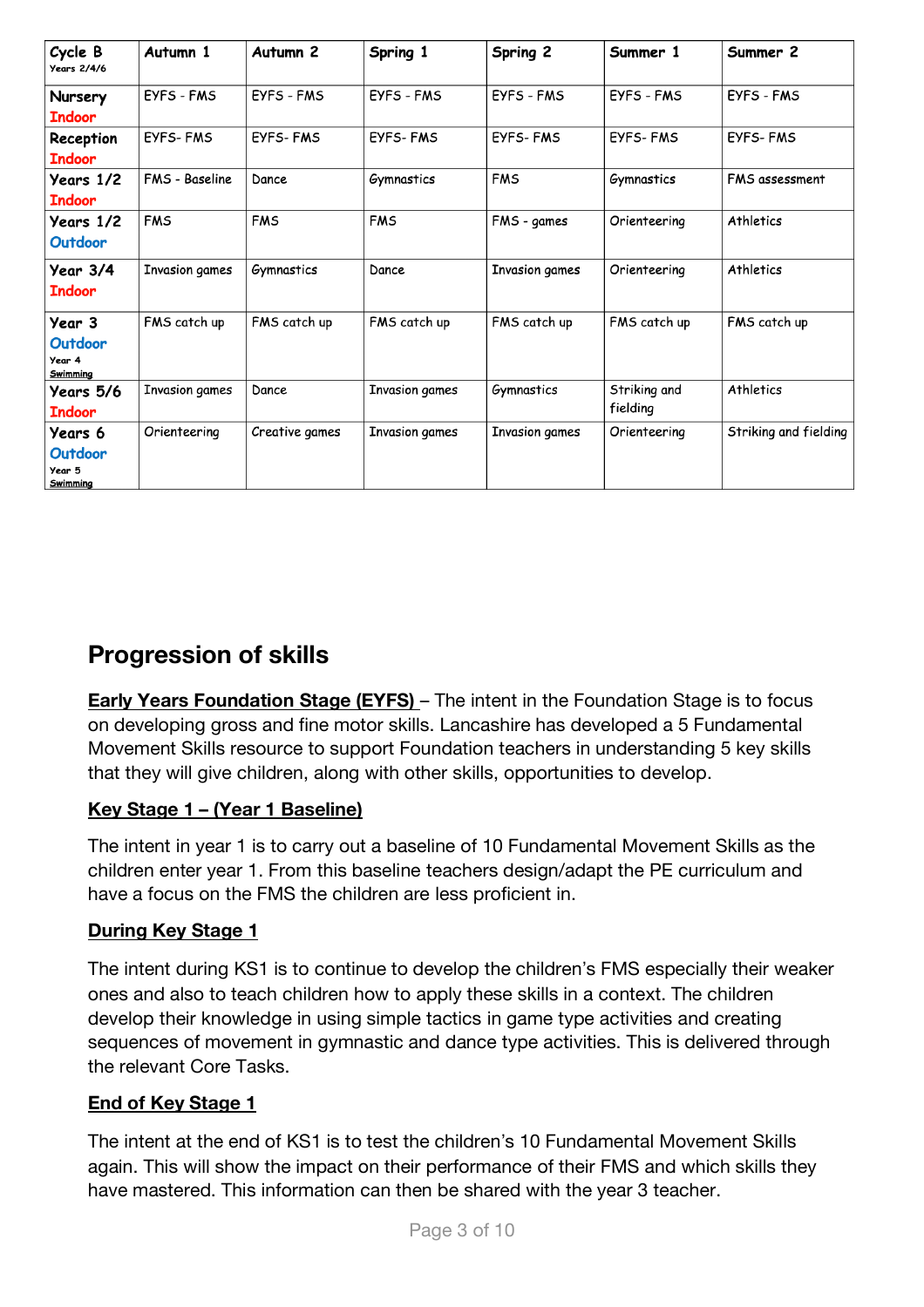| Cycle B Years 2/4/6 | Autumn 1 | Autumn 2 | Spring 1 | Spring 2 | Summer 1 | Summer 2 |
|---|---|---|---|---|---|---|
| Nursery Indoor | EYFS - FMS | EYFS - FMS | EYFS - FMS | EYFS - FMS | EYFS - FMS | EYFS - FMS |
| Reception Indoor | EYFS- FMS | EYFS- FMS | EYFS- FMS | EYFS- FMS | EYFS- FMS | EYFS- FMS |
| Years 1/2 Indoor | FMS - Baseline | Dance | Gymnastics | FMS | Gymnastics | FMS assessment |
| Years 1/2 Outdoor | FMS | FMS | FMS | FMS - games | Orienteering | Athletics |
| Year 3/4 Indoor | Invasion games | Gymnastics | Dance | Invasion games | Orienteering | Athletics |
| Year 3 Outdoor Year 4 Swimming | FMS catch up | FMS catch up | FMS catch up | FMS catch up | FMS catch up | FMS catch up |
| Years 5/6 Indoor | Invasion games | Dance | Invasion games | Gymnastics | Striking and fielding | Athletics |
| Years 6 Outdoor Year 5 Swimming | Orienteering | Creative games | Invasion games | Invasion games | Orienteering | Striking and fielding |

## Progression of skills

**Early Years Foundation Stage (EYFS)** – The intent in the Foundation Stage is to focus on developing gross and fine motor skills. Lancashire has developed a 5 Fundamental Movement Skills resource to support Foundation teachers in understanding 5 key skills that they will give children, along with other skills, opportunities to develop.

**Key Stage 1 – (Year 1 Baseline)**

The intent in year 1 is to carry out a baseline of 10 Fundamental Movement Skills as the children enter year 1. From this baseline teachers design/adapt the PE curriculum and have a focus on the FMS the children are less proficient in.

**During Key Stage 1**

The intent during KS1 is to continue to develop the children's FMS especially their weaker ones and also to teach children how to apply these skills in a context. The children develop their knowledge in using simple tactics in game type activities and creating sequences of movement in gymnastic and dance type activities. This is delivered through the relevant Core Tasks.

**End of Key Stage 1**

The intent at the end of KS1 is to test the children's 10 Fundamental Movement Skills again. This will show the impact on their performance of their FMS and which skills they have mastered. This information can then be shared with the year 3 teacher.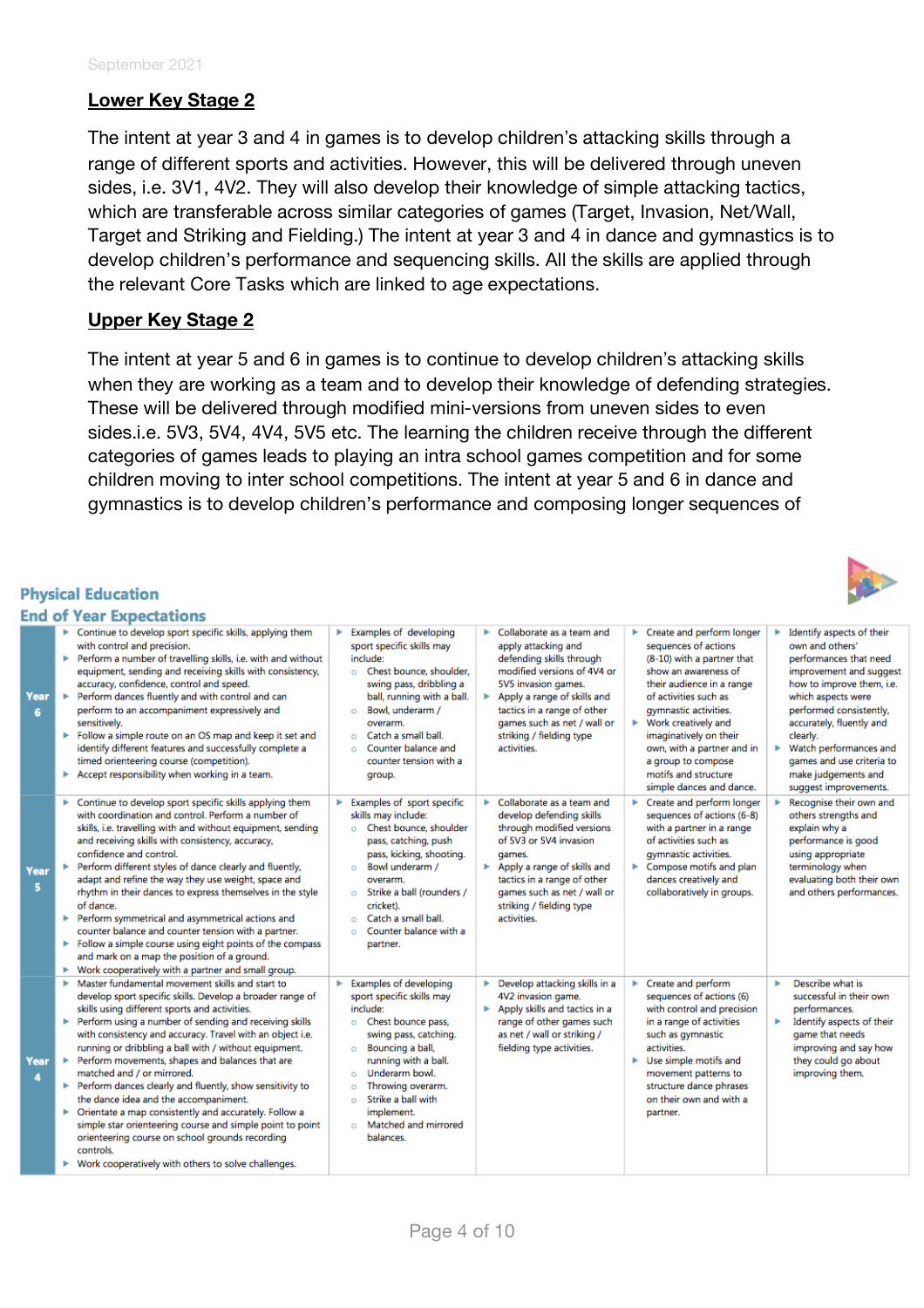## Lower Key Stage 2

The intent at year 3 and 4 in games is to develop children's attacking skills through a range of different sports and activities. However, this will be delivered through uneven sides, i.e. 3V1, 4V2. They will also develop their knowledge of simple attacking tactics, which are transferable across similar categories of games (Target, Invasion, Net/Wall, Target and Striking and Fielding.) The intent at year 3 and 4 in dance and gymnastics is to develop children's performance and sequencing skills. All the skills are applied through the relevant Core Tasks which are linked to age expectations.

## Upper Key Stage 2

The intent at year 5 and 6 in games is to continue to develop children's attacking skills when they are working as a team and to develop their knowledge of defending strategies. These will be delivered through modified mini-versions from uneven sides to even sides.i.e. 5V3, 5V4, 4V4, 5V5 etc. The learning the children receive through the different categories of games leads to playing an intra school games competition and for some children moving to inter school competitions. The intent at year 5 and 6 in dance and gymnastics is to develop children's performance and composing longer sequences of

## Physical Education
## End of Year Expectations

| | | | | | |
|---|---|---|---|---|---|
| Year 6 | ▸ Continue to develop sport specific skills, applying them with control and precision.<br>▸ Perform a number of travelling skills, i.e. with and without equipment, sending and receiving skills with consistency, accuracy, confidence, control and speed.<br>▸ Perform dances fluently and with control and can perform to an accompaniment expressively and sensitively.<br>▸ Follow a simple route on an OS map and keep it set and identify different features and successfully complete a timed orienteering course (competition).<br>▸ Accept responsibility when working in a team. | ▸ Examples of developing sport specific skills may include:<br>○ Chest bounce, shoulder, swing pass, dribbling a ball, running with a ball.<br>○ Bowl, underarm / overarm.<br>○ Catch a small ball.<br>○ Counter balance and counter tension with a group. | ▸ Collaborate as a team and apply attacking and defending skills through modified versions of 4V4 or 5V5 invasion games.<br>▸ Apply a range of skills and tactics in a range of other games such as net / wall or striking / fielding type activities. | ▸ Create and perform longer sequences of actions (8-10) with a partner that show an awareness of their audience in a range of activities such as gymnastic activities.<br>▸ Work creatively and imaginatively on their own, with a partner and in a group to compose motifs and structure simple dances and dance. | ▸ Identify aspects of their own and others' performances that need improvement and suggest how to improve them, i.e. which aspects were performed consistently, accurately, fluently and clearly.<br>▸ Watch performances and games and use criteria to make judgements and suggest improvements. |
| Year 5 | ▸ Continue to develop sport specific skills applying them with coordination and control. Perform a number of skills, i.e. travelling with and without equipment, sending and receiving skills with consistency, accuracy, confidence and control.<br>▸ Perform different styles of dance clearly and fluently, adapt and refine the way they use weight, space and rhythm in their dances to express themselves in the style of dance.<br>▸ Perform symmetrical and asymmetrical actions and counter balance and counter tension with a partner.<br>▸ Follow a simple course using eight points of the compass and mark on a map the position of a ground.<br>▸ Work cooperatively with a partner and small group. | ▸ Examples of sport specific skills may include:<br>○ Chest bounce, shoulder pass, catching, push pass, kicking, shooting.<br>○ Bowl underarm / overarm.<br>○ Strike a ball (rounders / cricket).<br>○ Catch a small ball.<br>○ Counter balance with a partner. | ▸ Collaborate as a team and develop defending skills through modified versions of 5V3 or 5V4 invasion games.<br>▸ Apply a range of skills and tactics in a range of other games such as net / wall or striking / fielding type activities. | ▸ Create and perform longer sequences of actions (6-8) with a partner in a range of activities such as gymnastic activities.<br>▸ Compose motifs and plan dances creatively and collaboratively in groups. | ▸ Recognise their own and others strengths and explain why a performance is good using appropriate terminology when evaluating both their own and others performances. |
| Year 4 | ▸ Master fundamental movement skills and start to develop sport specific skills. Develop a broader range of skills using different sports and activities.<br>▸ Perform using a number of sending and receiving skills with consistency and accuracy. Travel with an object i.e. running or dribbling a ball with / without equipment.<br>▸ Perform movements, shapes and balances that are matched and / or mirrored.<br>▸ Perform dances clearly and fluently, show sensitivity to the dance idea and the accompaniment.<br>▸ Orientate a map consistently and accurately. Follow a simple star orienteering course and simple point to point orienteering course on school grounds recording controls.<br>▸ Work cooperatively with others to solve challenges. | ▸ Examples of developing sport specific skills may include:<br>○ Chest bounce pass, swing pass, catching.<br>○ Bouncing a ball, running with a ball.<br>○ Underarm bowl.<br>○ Throwing overarm.<br>○ Strike a ball with implement.<br>○ Matched and mirrored balances. | ▸ Develop attacking skills in a 4V2 invasion game.<br>▸ Apply skills and tactics in a range of other games such as net / wall or striking / fielding type activities. | ▸ Create and perform sequences of actions (6) with control and precision in a range of activities such as gymnastic activities.<br>▸ Use simple motifs and movement patterns to structure dance phrases on their own and with a partner. | ▸ Describe what is successful in their own performances.<br>▸ Identify aspects of their game that needs improving and say how they could go about improving them. |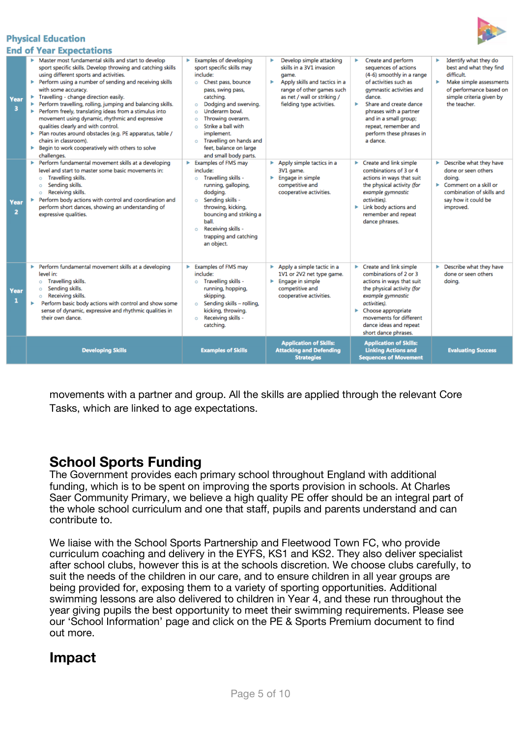**Physical Education**
**End of Year Expectations**

| | Developing Skills | Examples of Skills | Application of Skills: Attacking and Defending Strategies | Application of Skills: Linking Actions and Sequences of Movement | Evaluating Success |
|---|---|---|---|---|---|
| Year 3 | ▸ Master most fundamental skills and start to develop sport specific skills. Develop throwing and catching skills using different sports and activities.<br>▸ Perform using a number of sending and receiving skills with some accuracy.<br>▸ Travelling - change direction easily.<br>▸ Perform travelling, rolling, jumping and balancing skills.<br>▸ Perform freely, translating ideas from a stimulus into movement using dynamic, rhythmic and expressive qualities clearly and with control.<br>▸ Plan routes around obstacles (e.g. PE apparatus, table / chairs in classroom).<br>▸ Begin to work cooperatively with others to solve challenges. | ▸ Examples of developing sport specific skills may include:<br>○ Chest pass, bounce pass, swing pass, catching.<br>○ Dodging and swerving.<br>○ Throwing overarm.<br>○ Underarm bowl.<br>○ Strike a ball with implement.<br>○ Travelling on hands and feet, balance on large and small body parts. | ▸ Develop simple attacking skills in a 3V1 invasion game.<br>▸ Apply skills and tactics in a range of other games such as net / wall or striking / fielding type activities. | ▸ Create and perform sequences of actions (4-6) smoothly in a range of activities such as gymnastic activities and dance.<br>▸ Share and create dance phrases with a partner and in a small group; repeat, remember and perform these phrases in a dance. | ▸ Identify what they do best and what they find difficult.<br>▸ Make simple assessments of performance based on simple criteria given by the teacher. |
| Year 2 | ▸ Perform fundamental movement skills at a developing level and start to master some basic movements in:<br>○ Travelling skills.<br>○ Sending skills.<br>○ Receiving skills.<br>▸ Perform body actions with control and coordination and perform short dances, showing an understanding of expressive qualities. | ▸ Examples of FMS may include:<br>○ Travelling skills - running, galloping, dodging.<br>○ Sending skills - throwing, kicking, bouncing and striking a ball.<br>○ Receiving skills - trapping and catching an object. | ▸ Apply simple tactics in a 3V1 game.<br>▸ Engage in simple competitive and cooperative activities. | ▸ Create and link simple combinations of 3 or 4 actions in ways that suit the physical activity *(for example gymnastic activities)*.<br>▸ Link body actions and remember and repeat dance phrases. | ▸ Describe what they have done or seen others doing.<br>▸ Comment on a skill or combination of skills and say how it could be improved. |
| Year 1 | ▸ Perform fundamental movement skills at a developing level in:<br>○ Travelling skills.<br>○ Sending skills.<br>○ Receiving skills.<br>▸ Perform basic body actions with control and show some sense of dynamic, expressive and rhythmic qualities in their own dance. | ▸ Examples of FMS may include:<br>○ Travelling skills - running, hopping, skipping.<br>○ Sending skills – rolling, kicking, throwing.<br>○ Receiving skills - catching. | ▸ Apply a simple tactic in a 1V1 or 2V2 net type game.<br>▸ Engage in simple competitive and cooperative activities. | ▸ Create and link simple combinations of 2 or 3 actions in ways that suit the physical activity *(for example gymnastic activities)*.<br>▸ Choose appropriate movements for different dance ideas and repeat short dance phrases. | ▸ Describe what they have done or seen others doing. |

movements with a partner and group. All the skills are applied through the relevant Core Tasks, which are linked to age expectations.

## School Sports Funding

The Government provides each primary school throughout England with additional funding, which is to be spent on improving the sports provision in schools. At Charles Saer Community Primary, we believe a high quality PE offer should be an integral part of the whole school curriculum and one that staff, pupils and parents understand and can contribute to.

We liaise with the School Sports Partnership and Fleetwood Town FC, who provide curriculum coaching and delivery in the EYFS, KS1 and KS2. They also deliver specialist after school clubs, however this is at the schools discretion. We choose clubs carefully, to suit the needs of the children in our care, and to ensure children in all year groups are being provided for, exposing them to a variety of sporting opportunities. Additional swimming lessons are also delivered to children in Year 4, and these run throughout the year giving pupils the best opportunity to meet their swimming requirements. Please see our 'School Information' page and click on the PE & Sports Premium document to find out more.

## Impact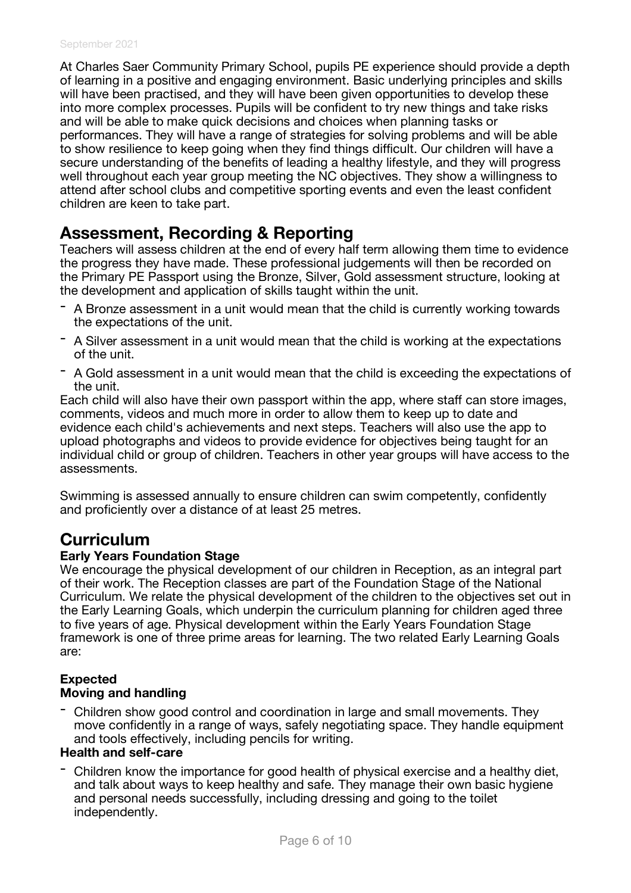At Charles Saer Community Primary School, pupils PE experience should provide a depth of learning in a positive and engaging environment. Basic underlying principles and skills will have been practised, and they will have been given opportunities to develop these into more complex processes. Pupils will be confident to try new things and take risks and will be able to make quick decisions and choices when planning tasks or performances. They will have a range of strategies for solving problems and will be able to show resilience to keep going when they find things difficult. Our children will have a secure understanding of the benefits of leading a healthy lifestyle, and they will progress well throughout each year group meeting the NC objectives. They show a willingness to attend after school clubs and competitive sporting events and even the least confident children are keen to take part.

## Assessment, Recording & Reporting

Teachers will assess children at the end of every half term allowing them time to evidence the progress they have made. These professional judgements will then be recorded on the Primary PE Passport using the Bronze, Silver, Gold assessment structure, looking at the development and application of skills taught within the unit.

- A Bronze assessment in a unit would mean that the child is currently working towards the expectations of the unit.
- A Silver assessment in a unit would mean that the child is working at the expectations of the unit.
- A Gold assessment in a unit would mean that the child is exceeding the expectations of the unit.

Each child will also have their own passport within the app, where staff can store images, comments, videos and much more in order to allow them to keep up to date and evidence each child's achievements and next steps. Teachers will also use the app to upload photographs and videos to provide evidence for objectives being taught for an individual child or group of children. Teachers in other year groups will have access to the assessments.

Swimming is assessed annually to ensure children can swim competently, confidently and proficiently over a distance of at least 25 metres.

## Curriculum

**Early Years Foundation Stage**

We encourage the physical development of our children in Reception, as an integral part of their work. The Reception classes are part of the Foundation Stage of the National Curriculum. We relate the physical development of the children to the objectives set out in the Early Learning Goals, which underpin the curriculum planning for children aged three to five years of age. Physical development within the Early Years Foundation Stage framework is one of three prime areas for learning. The two related Early Learning Goals are:

**Expected**

**Moving and handling**

- Children show good control and coordination in large and small movements. They move confidently in a range of ways, safely negotiating space. They handle equipment and tools effectively, including pencils for writing.

**Health and self-care**

- Children know the importance for good health of physical exercise and a healthy diet, and talk about ways to keep healthy and safe. They manage their own basic hygiene and personal needs successfully, including dressing and going to the toilet independently.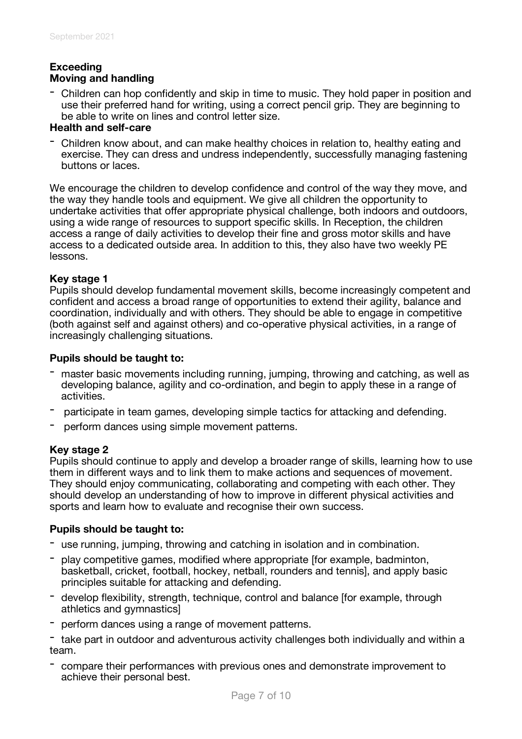**Exceeding**

**Moving and handling**

- Children can hop confidently and skip in time to music. They hold paper in position and use their preferred hand for writing, using a correct pencil grip. They are beginning to be able to write on lines and control letter size.

**Health and self-care**

- Children know about, and can make healthy choices in relation to, healthy eating and exercise. They can dress and undress independently, successfully managing fastening buttons or laces.

We encourage the children to develop confidence and control of the way they move, and the way they handle tools and equipment. We give all children the opportunity to undertake activities that offer appropriate physical challenge, both indoors and outdoors, using a wide range of resources to support specific skills. In Reception, the children access a range of daily activities to develop their fine and gross motor skills and have access to a dedicated outside area. In addition to this, they also have two weekly PE lessons.

**Key stage 1**

Pupils should develop fundamental movement skills, become increasingly competent and confident and access a broad range of opportunities to extend their agility, balance and coordination, individually and with others. They should be able to engage in competitive (both against self and against others) and co-operative physical activities, in a range of increasingly challenging situations.

**Pupils should be taught to:**

- master basic movements including running, jumping, throwing and catching, as well as developing balance, agility and co-ordination, and begin to apply these in a range of activities.
- participate in team games, developing simple tactics for attacking and defending.
- perform dances using simple movement patterns.

**Key stage 2**

Pupils should continue to apply and develop a broader range of skills, learning how to use them in different ways and to link them to make actions and sequences of movement. They should enjoy communicating, collaborating and competing with each other. They should develop an understanding of how to improve in different physical activities and sports and learn how to evaluate and recognise their own success.

**Pupils should be taught to:**

- use running, jumping, throwing and catching in isolation and in combination.
- play competitive games, modified where appropriate [for example, badminton, basketball, cricket, football, hockey, netball, rounders and tennis], and apply basic principles suitable for attacking and defending.
- develop flexibility, strength, technique, control and balance [for example, through athletics and gymnastics]
- perform dances using a range of movement patterns.
- take part in outdoor and adventurous activity challenges both individually and within a team.
- compare their performances with previous ones and demonstrate improvement to achieve their personal best.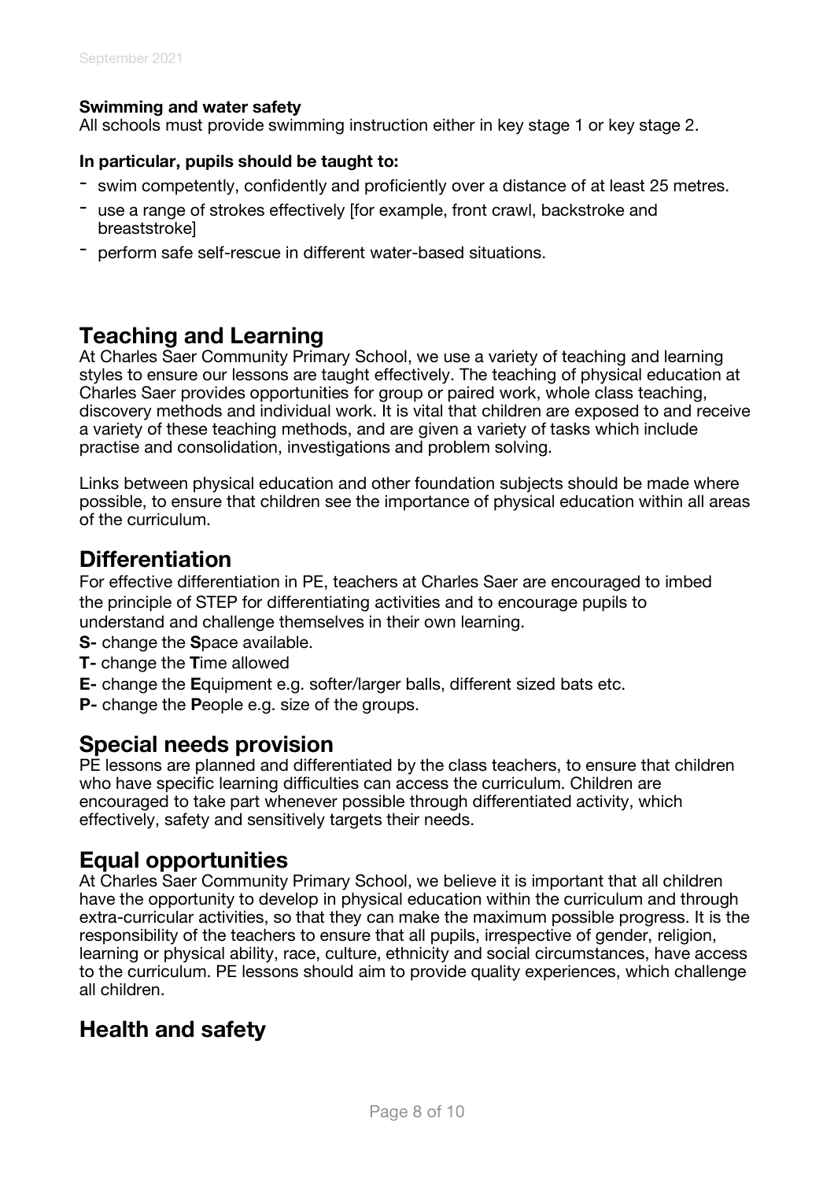**Swimming and water safety**
All schools must provide swimming instruction either in key stage 1 or key stage 2.

**In particular, pupils should be taught to:**

- swim competently, confidently and proficiently over a distance of at least 25 metres.
- use a range of strokes effectively [for example, front crawl, backstroke and breaststroke]
- perform safe self-rescue in different water-based situations.

## Teaching and Learning

At Charles Saer Community Primary School, we use a variety of teaching and learning styles to ensure our lessons are taught effectively. The teaching of physical education at Charles Saer provides opportunities for group or paired work, whole class teaching, discovery methods and individual work. It is vital that children are exposed to and receive a variety of these teaching methods, and are given a variety of tasks which include practise and consolidation, investigations and problem solving.

Links between physical education and other foundation subjects should be made where possible, to ensure that children see the importance of physical education within all areas of the curriculum.

## Differentiation

For effective differentiation in PE, teachers at Charles Saer are encouraged to imbed the principle of STEP for differentiating activities and to encourage pupils to understand and challenge themselves in their own learning.

**S-** change the **S**pace available.
**T-** change the **T**ime allowed
**E-** change the **E**quipment e.g. softer/larger balls, different sized bats etc.
**P-** change the **P**eople e.g. size of the groups.

## Special needs provision

PE lessons are planned and differentiated by the class teachers, to ensure that children who have specific learning difficulties can access the curriculum. Children are encouraged to take part whenever possible through differentiated activity, which effectively, safety and sensitively targets their needs.

## Equal opportunities

At Charles Saer Community Primary School, we believe it is important that all children have the opportunity to develop in physical education within the curriculum and through extra-curricular activities, so that they can make the maximum possible progress. It is the responsibility of the teachers to ensure that all pupils, irrespective of gender, religion, learning or physical ability, race, culture, ethnicity and social circumstances, have access to the curriculum. PE lessons should aim to provide quality experiences, which challenge all children.

## Health and safety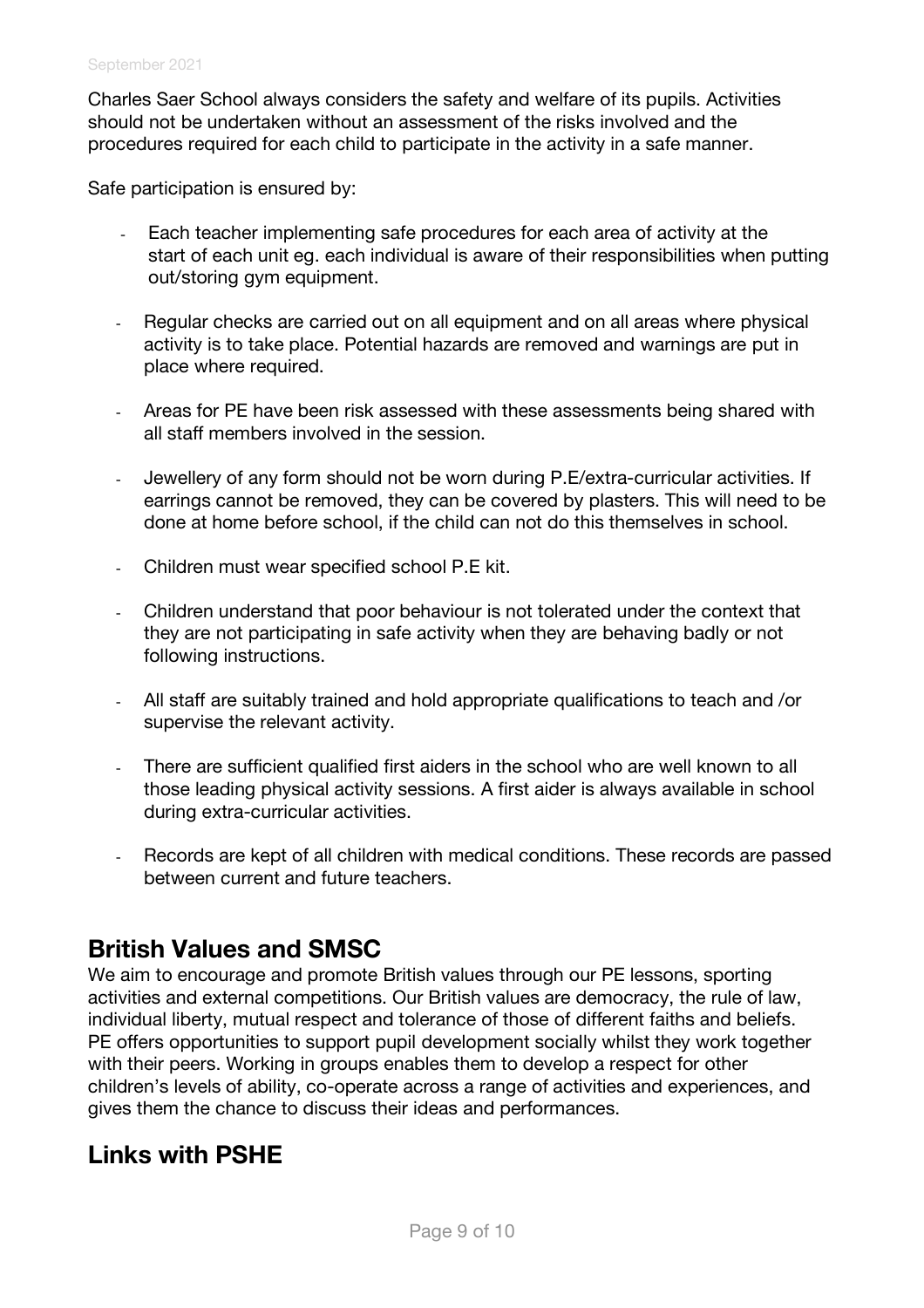Charles Saer School always considers the safety and welfare of its pupils. Activities should not be undertaken without an assessment of the risks involved and the procedures required for each child to participate in the activity in a safe manner.

Safe participation is ensured by:

- Each teacher implementing safe procedures for each area of activity at the start of each unit eg. each individual is aware of their responsibilities when putting out/storing gym equipment.
- Regular checks are carried out on all equipment and on all areas where physical activity is to take place. Potential hazards are removed and warnings are put in place where required.
- Areas for PE have been risk assessed with these assessments being shared with all staff members involved in the session.
- Jewellery of any form should not be worn during P.E/extra-curricular activities. If earrings cannot be removed, they can be covered by plasters. This will need to be done at home before school, if the child can not do this themselves in school.
- Children must wear specified school P.E kit.
- Children understand that poor behaviour is not tolerated under the context that they are not participating in safe activity when they are behaving badly or not following instructions.
- All staff are suitably trained and hold appropriate qualifications to teach and /or supervise the relevant activity.
- There are sufficient qualified first aiders in the school who are well known to all those leading physical activity sessions. A first aider is always available in school during extra-curricular activities.
- Records are kept of all children with medical conditions. These records are passed between current and future teachers.

## British Values and SMSC

We aim to encourage and promote British values through our PE lessons, sporting activities and external competitions. Our British values are democracy, the rule of law, individual liberty, mutual respect and tolerance of those of different faiths and beliefs. PE offers opportunities to support pupil development socially whilst they work together with their peers. Working in groups enables them to develop a respect for other children's levels of ability, co-operate across a range of activities and experiences, and gives them the chance to discuss their ideas and performances.

## Links with PSHE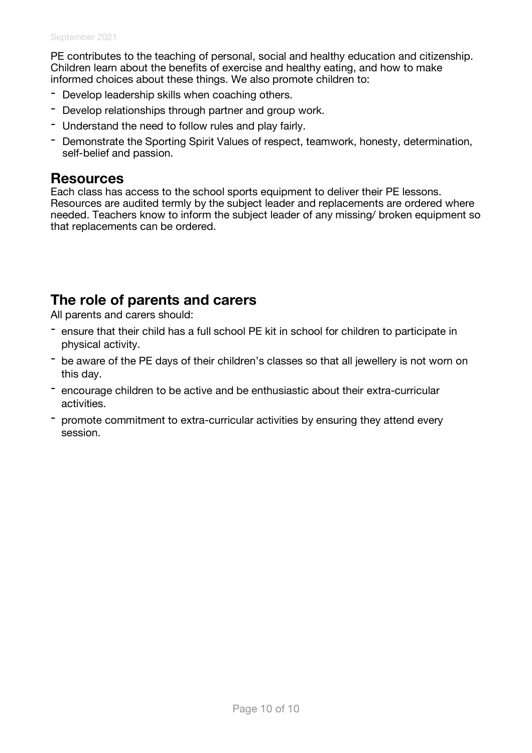PE contributes to the teaching of personal, social and healthy education and citizenship. Children learn about the benefits of exercise and healthy eating, and how to make informed choices about these things. We also promote children to:

- Develop leadership skills when coaching others.
- Develop relationships through partner and group work.
- Understand the need to follow rules and play fairly.
- Demonstrate the Sporting Spirit Values of respect, teamwork, honesty, determination, self-belief and passion.

## Resources

Each class has access to the school sports equipment to deliver their PE lessons. Resources are audited termly by the subject leader and replacements are ordered where needed. Teachers know to inform the subject leader of any missing/ broken equipment so that replacements can be ordered.

## The role of parents and carers

All parents and carers should:

- ensure that their child has a full school PE kit in school for children to participate in physical activity.
- be aware of the PE days of their children's classes so that all jewellery is not worn on this day.
- encourage children to be active and be enthusiastic about their extra-curricular activities.
- promote commitment to extra-curricular activities by ensuring they attend every session.